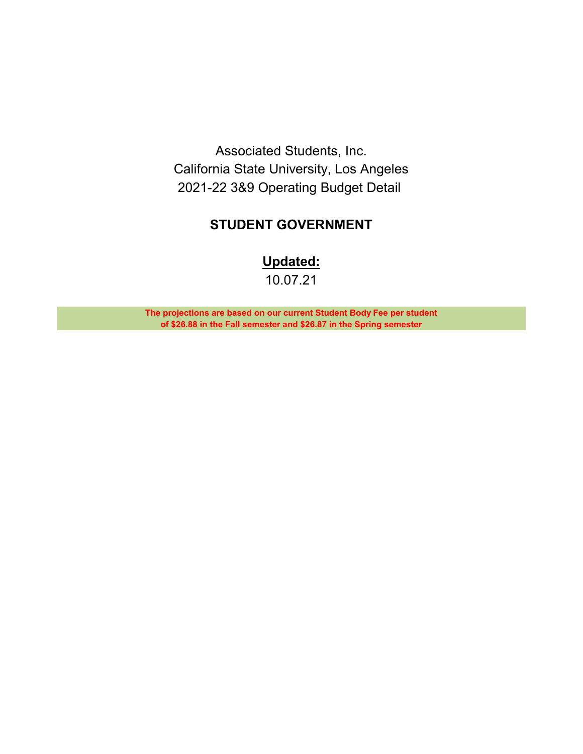Associated Students, Inc.
California State University, Los Angeles
2021-22 3&9 Operating Budget Detail

# STUDENT GOVERNMENT

**Updated:**

10.07.21

**The projections are based on our current Student Body Fee per student of $26.88 in the Fall semester and $26.87 in the Spring semester**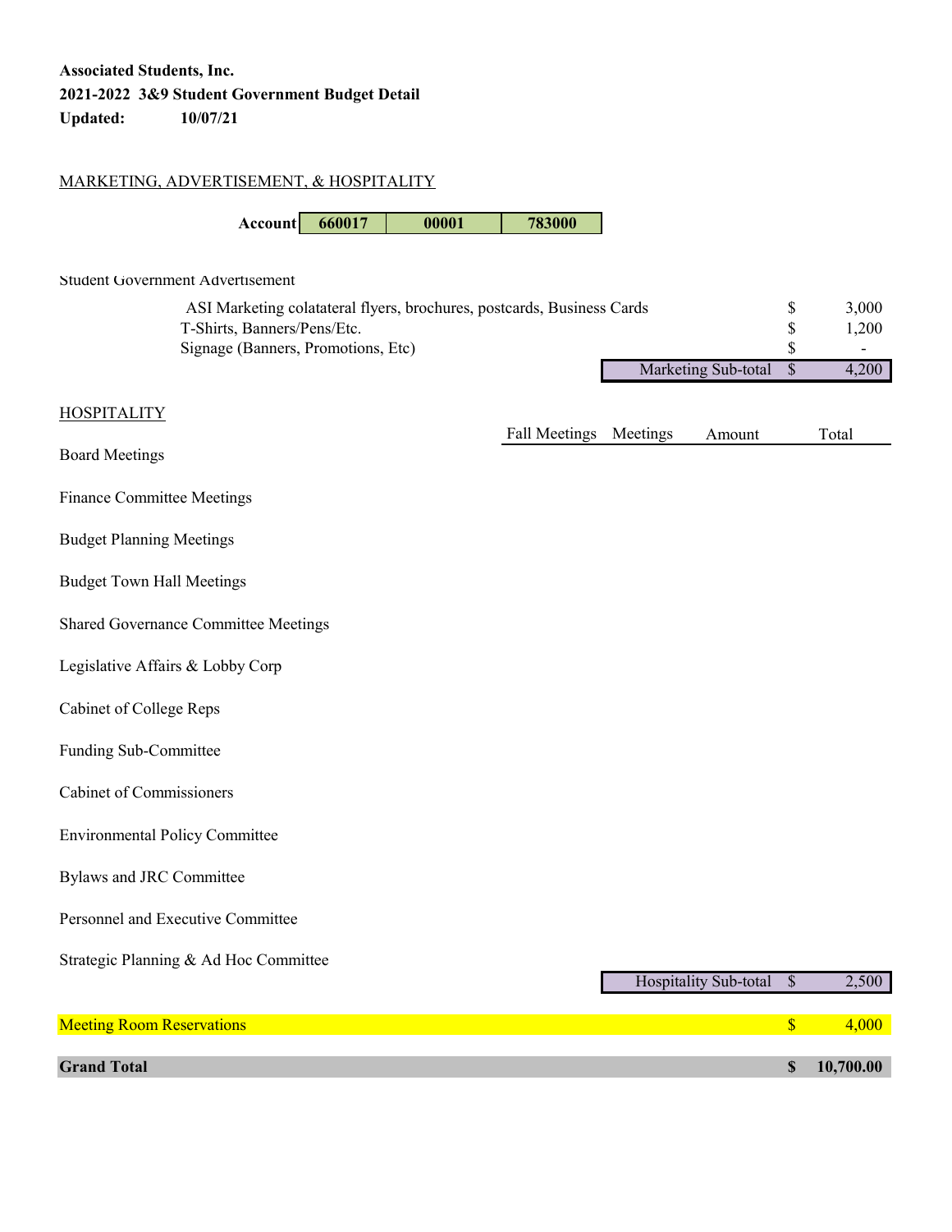**Associated Students, Inc.**
**2021-2022 3&9 Student Government Budget Detail**
**Updated: 10/07/21**

MARKETING, ADVERTISEMENT, & HOSPITALITY

| Account | 660017 | 00001 | 783000 |
|---|---|---|---|

Student Government Advertisement

| Item | | Amount |
|---|---|---|
| ASI Marketing colatateral flyers, brochures, postcards, Business Cards | $ | 3,000 |
| T-Shirts, Banners/Pens/Etc. | $ | 1,200 |
| Signage (Banners, Promotions, Etc) | $ | - |
| Marketing Sub-total | $ | 4,200 |

HOSPITALITY

| | Fall Meetings | Meetings | Amount | | Total |
|---|---|---|---|---|---|
| Board Meetings | | | | | |
| Finance Committee Meetings | | | | | |
| Budget Planning Meetings | | | | | |
| Budget Town Hall Meetings | | | | | |
| Shared Governance Committee Meetings | | | | | |
| Legislative Affairs & Lobby Corp | | | | | |
| Cabinet of College Reps | | | | | |
| Funding Sub-Committee | | | | | |
| Cabinet of Commissioners | | | | | |
| Environmental Policy Committee | | | | | |
| Bylaws and JRC Committee | | | | | |
| Personnel and Executive Committee | | | | | |
| Strategic Planning & Ad Hoc Committee | | | | | |
| | | | Hospitality Sub-total | $ | 2,500 |
| Meeting Room Reservations | | | | $ | 4,000 |
| **Grand Total** | | | | **$** | **10,700.00** |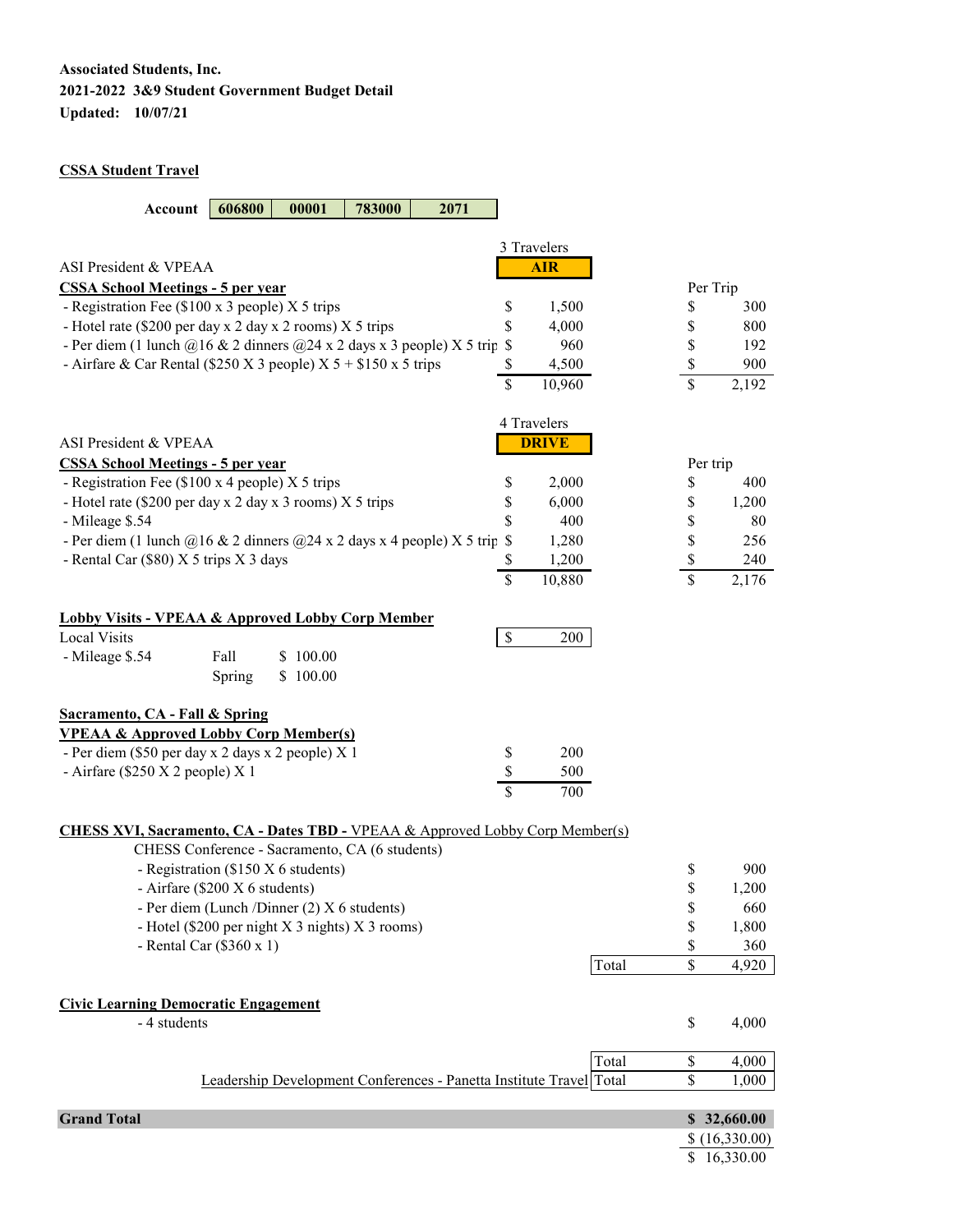**Associated Students, Inc.**
**2021-2022 3&9 Student Government Budget Detail**
**Updated: 10/07/21**

## CSSA Student Travel

| Account | 606800 | 00001 | 783000 | 2071 |
|---|---|---|---|---|

| | 3 Travelers | | |
|---|---|---|---|
| ASI President & VPEAA | **AIR** | | |
| **CSSA School Meetings - 5 per year** | | | Per Trip |
| - Registration Fee ($100 x 3 people) X 5 trips | $ 1,500 | | $ 300 |
| - Hotel rate ($200 per day x 2 day x 2 rooms) X 5 trips | $ 4,000 | | $ 800 |
| - Per diem (1 lunch @16 & 2 dinners @24 x 2 days x 3 people) X 5 trip | $ 960 | | $ 192 |
| - Airfare & Car Rental ($250 X 3 people) X 5 + $150 x 5 trips | $ 4,500 | | $ 900 |
| | $ 10,960 | | $ 2,192 |

| | 4 Travelers | | |
|---|---|---|---|
| ASI President & VPEAA | **DRIVE** | | |
| **CSSA School Meetings - 5 per year** | | | Per trip |
| - Registration Fee ($100 x 4 people) X 5 trips | $ 2,000 | | $ 400 |
| - Hotel rate ($200 per day x 2 day x 3 rooms) X 5 trips | $ 6,000 | | $ 1,200 |
| - Mileage $.54 | $ 400 | | $ 80 |
| - Per diem (1 lunch @16 & 2 dinners @24 x 2 days x 4 people) X 5 trip | $ 1,280 | | $ 256 |
| - Rental Car ($80) X 5 trips X 3 days | $ 1,200 | | $ 240 |
| | $ 10,880 | | $ 2,176 |

**Lobby Visits - VPEAA & Approved Lobby Corp Member**

| Local Visits | | | $ 200 |
|---|---|---|---|
| - Mileage $.54 | Fall | $ 100.00 | |
| | Spring | $ 100.00 | |

**Sacramento, CA - Fall & Spring**
**VPEAA & Approved Lobby Corp Member(s)**

| | |
|---|---|
| - Per diem ($50 per day x 2 days x 2 people) X 1 | $ 200 |
| - Airfare ($250 X 2 people) X 1 | $ 500 |
| | $ 700 |

**CHESS XVI, Sacramento, CA - Dates TBD -** VPEAA & Approved Lobby Corp Member(s)

CHESS Conference - Sacramento, CA (6 students)

| | | |
|---|---|---|
| - Registration ($150 X 6 students) | | $ 900 |
| - Airfare ($200 X 6 students) | | $ 1,200 |
| - Per diem (Lunch /Dinner (2) X 6 students) | | $ 660 |
| - Hotel ($200 per night X 3 nights) X 3 rooms) | | $ 1,800 |
| - Rental Car ($360 x 1) | | $ 360 |
| | Total | $ 4,920 |

**Civic Learning Democratic Engagement**

| | | |
|---|---|---|
| - 4 students | | $ 4,000 |
| | Total | $ 4,000 |
| Leadership Development Conferences - Panetta Institute Travel | Total | $ 1,000 |

| | |
|---|---|
| **Grand Total** | **$ 32,660.00** |
| | $ (16,330.00) |
| | $ 16,330.00 |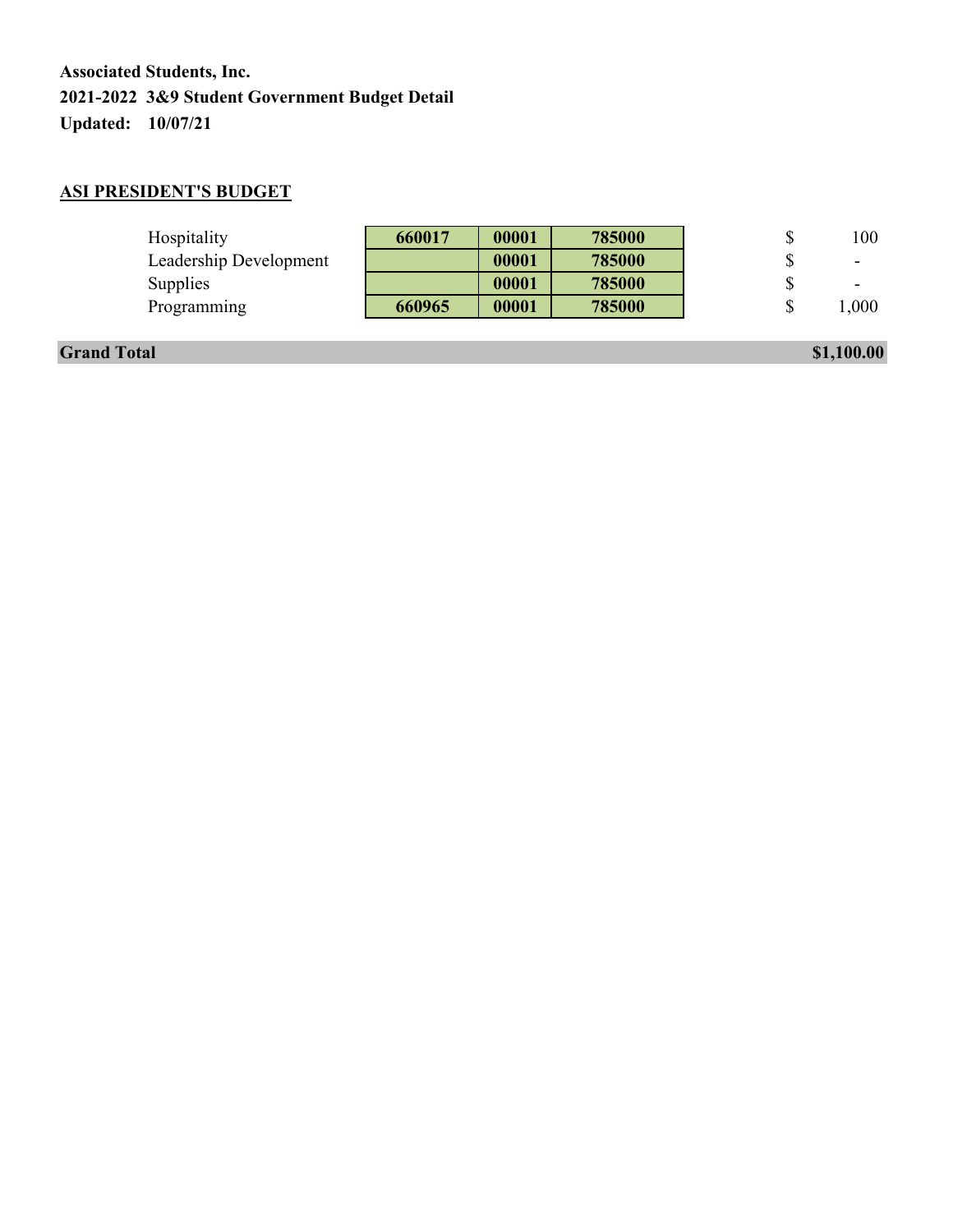**Associated Students, Inc.**
**2021-2022 3&9 Student Government Budget Detail**
**Updated: 10/07/21**

**ASI PRESIDENT'S BUDGET**

| | | | | |
|---|---|---|---|---|
| Hospitality | 660017 | 00001 | 785000 | $ 100 |
| Leadership Development | | 00001 | 785000 | $ - |
| Supplies | | 00001 | 785000 | $ - |
| Programming | 660965 | 00001 | 785000 | $ 1,000 |
| **Grand Total** | | | | **$1,100.00** |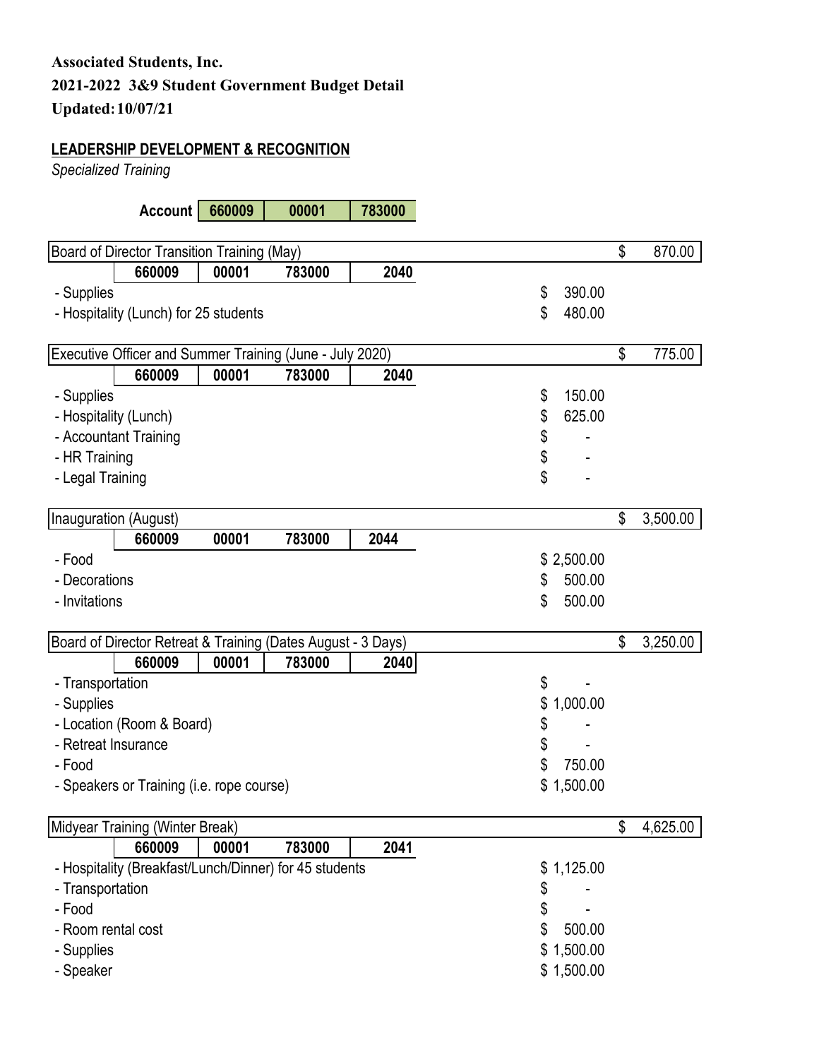**Associated Students, Inc.**

**2021-2022 3&9 Student Government Budget Detail**

**Updated: 10/07/21**

**LEADERSHIP DEVELOPMENT & RECOGNITION**

*Specialized Training*

**Account** | 660009 | 00001 | 783000

| Board of Director Transition Training (May) | | | | | |
|---|---|---|---|---|---|
| | **660009** | **00001** | **783000** | **2040** | $ 870.00 |
| - Supplies | | | | $ 390.00 | |
| - Hospitality (Lunch) for 25 students | | | | $ 480.00 | |

| Executive Officer and Summer Training (June - July 2020) | | | | | |
|---|---|---|---|---|---|
| | **660009** | **00001** | **783000** | **2040** | $ 775.00 |
| - Supplies | | | | $ 150.00 | |
| - Hospitality (Lunch) | | | | $ 625.00 | |
| - Accountant Training | | | | $ - | |
| - HR Training | | | | $ - | |
| - Legal Training | | | | $ - | |

| Inauguration (August) | | | | | |
|---|---|---|---|---|---|
| | **660009** | **00001** | **783000** | **2044** | $ 3,500.00 |
| - Food | | | | $ 2,500.00 | |
| - Decorations | | | | $ 500.00 | |
| - Invitations | | | | $ 500.00 | |

| Board of Director Retreat & Training (Dates August - 3 Days) | | | | | |
|---|---|---|---|---|---|
| | **660009** | **00001** | **783000** | **2040** | $ 3,250.00 |
| - Transportation | | | | $ - | |
| - Supplies | | | | $ 1,000.00 | |
| - Location (Room & Board) | | | | $ - | |
| - Retreat Insurance | | | | $ - | |
| - Food | | | | $ 750.00 | |
| - Speakers or Training (i.e. rope course) | | | | $ 1,500.00 | |

| Midyear Training (Winter Break) | | | | | |
|---|---|---|---|---|---|
| | **660009** | **00001** | **783000** | **2041** | $ 4,625.00 |
| - Hospitality (Breakfast/Lunch/Dinner) for 45 students | | | | $ 1,125.00 | |
| - Transportation | | | | $ - | |
| - Food | | | | $ - | |
| - Room rental cost | | | | $ 500.00 | |
| - Supplies | | | | $ 1,500.00 | |
| - Speaker | | | | $ 1,500.00 | |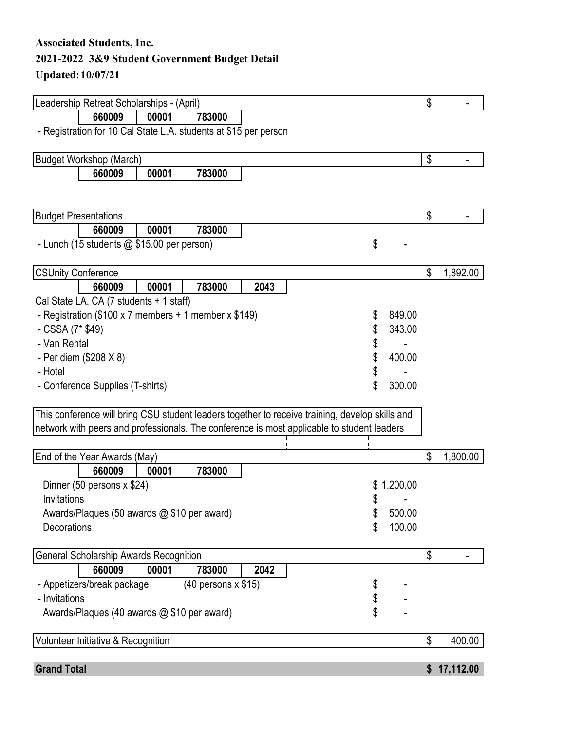**Associated Students, Inc.**

**2021-2022 3&9 Student Government Budget Detail**

**Updated: 10/07/21**

| Leadership Retreat Scholarships - (April) | | | | | | $ - |
|---|---|---|---|---|---|---|
| | **660009** | **00001** | **783000** | | | |
| - Registration for 10 Cal State L.A. students at $15 per person | | | | | | |

| Budget Workshop (March) | | | | | | $ - |
|---|---|---|---|---|---|---|
| | **660009** | **00001** | **783000** | | | |

| Budget Presentations | | | | | | $ - |
|---|---|---|---|---|---|---|
| | **660009** | **00001** | **783000** | | | |
| - Lunch (15 students @ $15.00 per person) | | | | | $ - | |

| CSUnity Conference | | | | | | $ 1,892.00 |
|---|---|---|---|---|---|---|
| | **660009** | **00001** | **783000** | **2043** | | |
| Cal State LA, CA (7 students + 1 staff) | | | | | | |
| - Registration ($100 x 7 members + 1 member x $149) | | | | | $ 849.00 | |
| - CSSA (7* $49) | | | | | $ 343.00 | |
| - Van Rental | | | | | $ - | |
| - Per diem ($208 X 8) | | | | | $ 400.00 | |
| - Hotel | | | | | $ - | |
| - Conference Supplies (T-shirts) | | | | | $ 300.00 | |

This conference will bring CSU student leaders together to receive training, develop skills and network with peers and professionals. The conference is most applicable to student leaders

| End of the Year Awards (May) | | | | | | $ 1,800.00 |
|---|---|---|---|---|---|---|
| | **660009** | **00001** | **783000** | | | |
| Dinner (50 persons x $24) | | | | | $ 1,200.00 | |
| Invitations | | | | | $ - | |
| Awards/Plaques (50 awards @ $10 per award) | | | | | $ 500.00 | |
| Decorations | | | | | $ 100.00 | |

| General Scholarship Awards Recognition | | | | | | $ - |
|---|---|---|---|---|---|---|
| | **660009** | **00001** | **783000** | **2042** | | |
| - Appetizers/break package (40 persons x $15) | | | | | $ - | |
| - Invitations | | | | | $ - | |
| Awards/Plaques (40 awards @ $10 per award) | | | | | $ - | |

| Volunteer Initiative & Recognition | $ 400.00 |
|---|---|

| **Grand Total** | **$ 17,112.00** |
|---|---|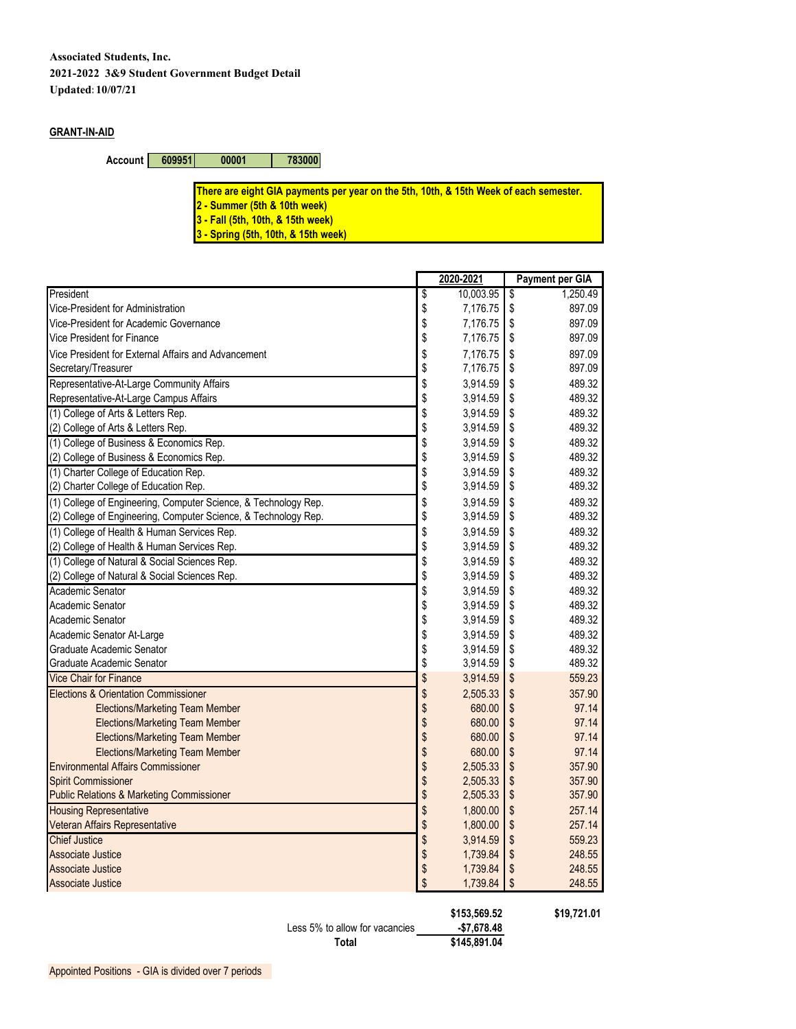**Associated Students, Inc.**

**2021-2022 3&9 Student Government Budget Detail**

**Updated: 10/07/21**

**GRANT-IN-AID**

| Account | 609951 | 00001 | 783000 |
|---|---|---|---|

**There are eight GIA payments per year on the 5th, 10th, & 15th Week of each semester.**
**2 - Summer (5th & 10th week)**
**3 - Fall (5th, 10th, & 15th week)**
**3 - Spring (5th, 10th, & 15th week)**

| | 2020-2021 | Payment per GIA |
|---|---|---|
| President | $ 10,003.95 | $ 1,250.49 |
| Vice-President for Administration | $ 7,176.75 | $ 897.09 |
| Vice-President for Academic Governance | $ 7,176.75 | $ 897.09 |
| Vice President for Finance | $ 7,176.75 | $ 897.09 |
| Vice President for External Affairs and Advancement | $ 7,176.75 | $ 897.09 |
| Secretary/Treasurer | $ 7,176.75 | $ 897.09 |
| Representative-At-Large Community Affairs | $ 3,914.59 | $ 489.32 |
| Representative-At-Large Campus Affairs | $ 3,914.59 | $ 489.32 |
| (1) College of Arts & Letters Rep. | $ 3,914.59 | $ 489.32 |
| (2) College of Arts & Letters Rep. | $ 3,914.59 | $ 489.32 |
| (1) College of Business & Economics Rep. | $ 3,914.59 | $ 489.32 |
| (2) College of Business & Economics Rep. | $ 3,914.59 | $ 489.32 |
| (1) Charter College of Education Rep. | $ 3,914.59 | $ 489.32 |
| (2) Charter College of Education Rep. | $ 3,914.59 | $ 489.32 |
| (1) College of Engineering, Computer Science, & Technology Rep. | $ 3,914.59 | $ 489.32 |
| (2) College of Engineering, Computer Science, & Technology Rep. | $ 3,914.59 | $ 489.32 |
| (1) College of Health & Human Services Rep. | $ 3,914.59 | $ 489.32 |
| (2) College of Health & Human Services Rep. | $ 3,914.59 | $ 489.32 |
| (1) College of Natural & Social Sciences Rep. | $ 3,914.59 | $ 489.32 |
| (2) College of Natural & Social Sciences Rep. | $ 3,914.59 | $ 489.32 |
| Academic Senator | $ 3,914.59 | $ 489.32 |
| Academic Senator | $ 3,914.59 | $ 489.32 |
| Academic Senator | $ 3,914.59 | $ 489.32 |
| Academic Senator At-Large | $ 3,914.59 | $ 489.32 |
| Graduate Academic Senator | $ 3,914.59 | $ 489.32 |
| Graduate Academic Senator | $ 3,914.59 | $ 489.32 |
| Vice Chair for Finance | $ 3,914.59 | $ 559.23 |
| Elections & Orientation Commissioner | $ 2,505.33 | $ 357.90 |
| Elections/Marketing Team Member | $ 680.00 | $ 97.14 |
| Elections/Marketing Team Member | $ 680.00 | $ 97.14 |
| Elections/Marketing Team Member | $ 680.00 | $ 97.14 |
| Elections/Marketing Team Member | $ 680.00 | $ 97.14 |
| Environmental Affairs Commissioner | $ 2,505.33 | $ 357.90 |
| Spirit Commissioner | $ 2,505.33 | $ 357.90 |
| Public Relations & Marketing Commissioner | $ 2,505.33 | $ 357.90 |
| Housing Representative | $ 1,800.00 | $ 257.14 |
| Veteran Affairs Representative | $ 1,800.00 | $ 257.14 |
| Chief Justice | $ 3,914.59 | $ 559.23 |
| Associate Justice | $ 1,739.84 | $ 248.55 |
| Associate Justice | $ 1,739.84 | $ 248.55 |
| Associate Justice | $ 1,739.84 | $ 248.55 |
| | **$153,569.52** | **$19,721.01** |
| Less 5% to allow for vacancies | **-$7,678.48** | |
| **Total** | **$145,891.04** | |

Appointed Positions - GIA is divided over 7 periods